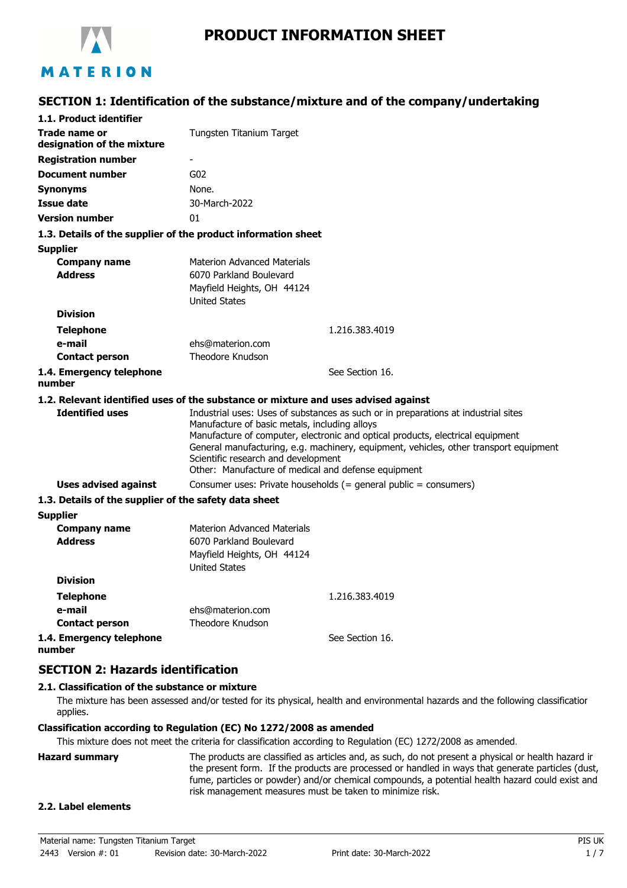# PRODUCT INFORMATION SHEET

## SECTION 1: Identification of the substance/mixture and of the company/undertaking

### 1.1. Product identifier

| | |
|---|---|
| **Trade name or designation of the mixture** | Tungsten Titanium Target |
| **Registration number** | - |
| **Document number** | G02 |
| **Synonyms** | None. |
| **Issue date** | 30-March-2022 |
| **Version number** | 01 |

### 1.3. Details of the supplier of the product information sheet

**Supplier**

| | |
|---|---|
| **Company name** | Materion Advanced Materials |
| **Address** | 6070 Parkland Boulevard<br>Mayfield Heights, OH 44124<br>United States |
| **Division** | |
| **Telephone** | 1.216.383.4019 |
| **e-mail** | ehs@materion.com |
| **Contact person** | Theodore Knudson |

**1.4. Emergency telephone number** See Section 16.

### 1.2. Relevant identified uses of the substance or mixture and uses advised against

**Identified uses**
Industrial uses: Uses of substances as such or in preparations at industrial sites
Manufacture of basic metals, including alloys
Manufacture of computer, electronic and optical products, electrical equipment
General manufacturing, e.g. machinery, equipment, vehicles, other transport equipment
Scientific research and development
Other: Manufacture of medical and defense equipment

**Uses advised against** Consumer uses: Private households (= general public = consumers)

### 1.3. Details of the supplier of the safety data sheet

**Supplier**

| | |
|---|---|
| **Company name** | Materion Advanced Materials |
| **Address** | 6070 Parkland Boulevard<br>Mayfield Heights, OH 44124<br>United States |
| **Division** | |
| **Telephone** | 1.216.383.4019 |
| **e-mail** | ehs@materion.com |
| **Contact person** | Theodore Knudson |

**1.4. Emergency telephone number** See Section 16.

## SECTION 2: Hazards identification

### 2.1. Classification of the substance or mixture

The mixture has been assessed and/or tested for its physical, health and environmental hazards and the following classification applies.

**Classification according to Regulation (EC) No 1272/2008 as amended**

This mixture does not meet the criteria for classification according to Regulation (EC) 1272/2008 as amended.

**Hazard summary** The products are classified as articles and, as such, do not present a physical or health hazard in the present form. If the products are processed or handled in ways that generate particles (dust, fume, particles or powder) and/or chemical compounds, a potential health hazard could exist and risk management measures must be taken to minimize risk.

### 2.2. Label elements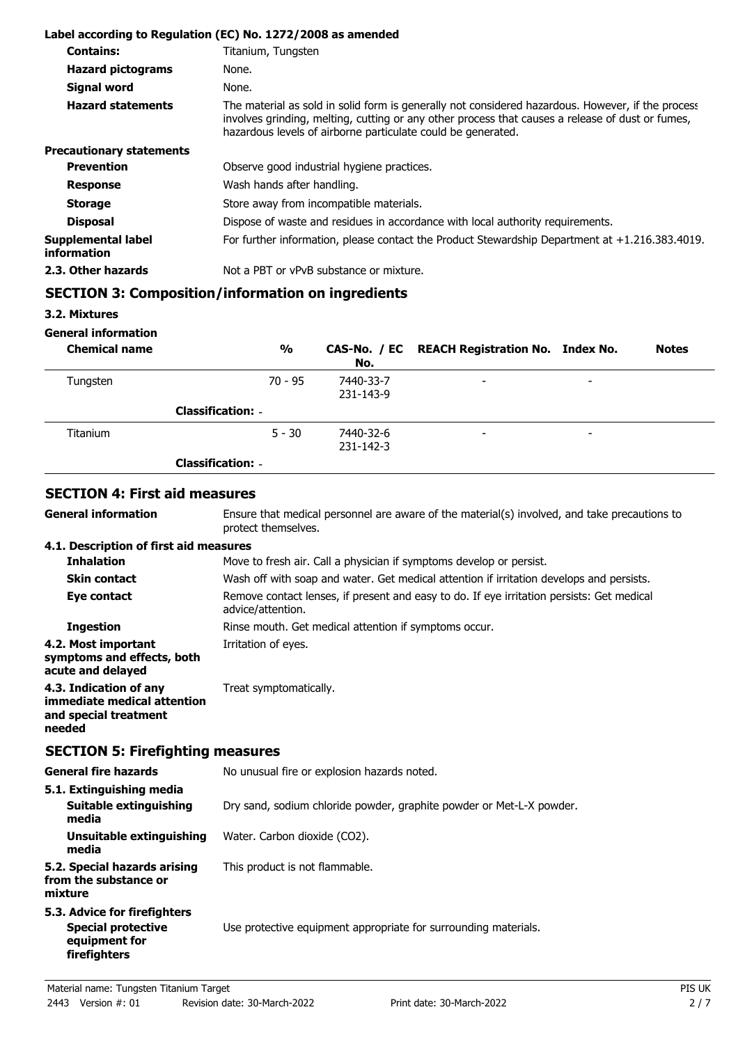**Label according to Regulation (EC) No. 1272/2008 as amended**

| | |
|---|---|
| **Contains:** | Titanium, Tungsten |
| **Hazard pictograms** | None. |
| **Signal word** | None. |
| **Hazard statements** | The material as sold in solid form is generally not considered hazardous. However, if the process involves grinding, melting, cutting or any other process that causes a release of dust or fumes, hazardous levels of airborne particulate could be generated. |

**Precautionary statements**

| | |
|---|---|
| **Prevention** | Observe good industrial hygiene practices. |
| **Response** | Wash hands after handling. |
| **Storage** | Store away from incompatible materials. |
| **Disposal** | Dispose of waste and residues in accordance with local authority requirements. |
| **Supplemental label information** | For further information, please contact the Product Stewardship Department at +1.216.383.4019. |
| **2.3. Other hazards** | Not a PBT or vPvB substance or mixture. |

## SECTION 3: Composition/information on ingredients

### 3.2. Mixtures

**General information**

| Chemical name | % | CAS-No. / EC No. | REACH Registration No. | Index No. | Notes |
|---|---|---|---|---|---|
| Tungsten | 70 - 95 | 7440-33-7 231-143-9 | - | - | |
| **Classification:** - | | | | | |
| Titanium | 5 - 30 | 7440-32-6 231-142-3 | - | - | |
| **Classification:** - | | | | | |

## SECTION 4: First aid measures

| | |
|---|---|
| **General information** | Ensure that medical personnel are aware of the material(s) involved, and take precautions to protect themselves. |

**4.1. Description of first aid measures**

| | |
|---|---|
| **Inhalation** | Move to fresh air. Call a physician if symptoms develop or persist. |
| **Skin contact** | Wash off with soap and water. Get medical attention if irritation develops and persists. |
| **Eye contact** | Remove contact lenses, if present and easy to do. If eye irritation persists: Get medical advice/attention. |
| **Ingestion** | Rinse mouth. Get medical attention if symptoms occur. |
| **4.2. Most important symptoms and effects, both acute and delayed** | Irritation of eyes. |
| **4.3. Indication of any immediate medical attention and special treatment needed** | Treat symptomatically. |

## SECTION 5: Firefighting measures

| | |
|---|---|
| **General fire hazards** | No unusual fire or explosion hazards noted. |

**5.1. Extinguishing media**

| | |
|---|---|
| **Suitable extinguishing media** | Dry sand, sodium chloride powder, graphite powder or Met-L-X powder. |
| **Unsuitable extinguishing media** | Water. Carbon dioxide ($CO_2$). |
| **5.2. Special hazards arising from the substance or mixture** | This product is not flammable. |

**5.3. Advice for firefighters**

| | |
|---|---|
| **Special protective equipment for firefighters** | Use protective equipment appropriate for surrounding materials. |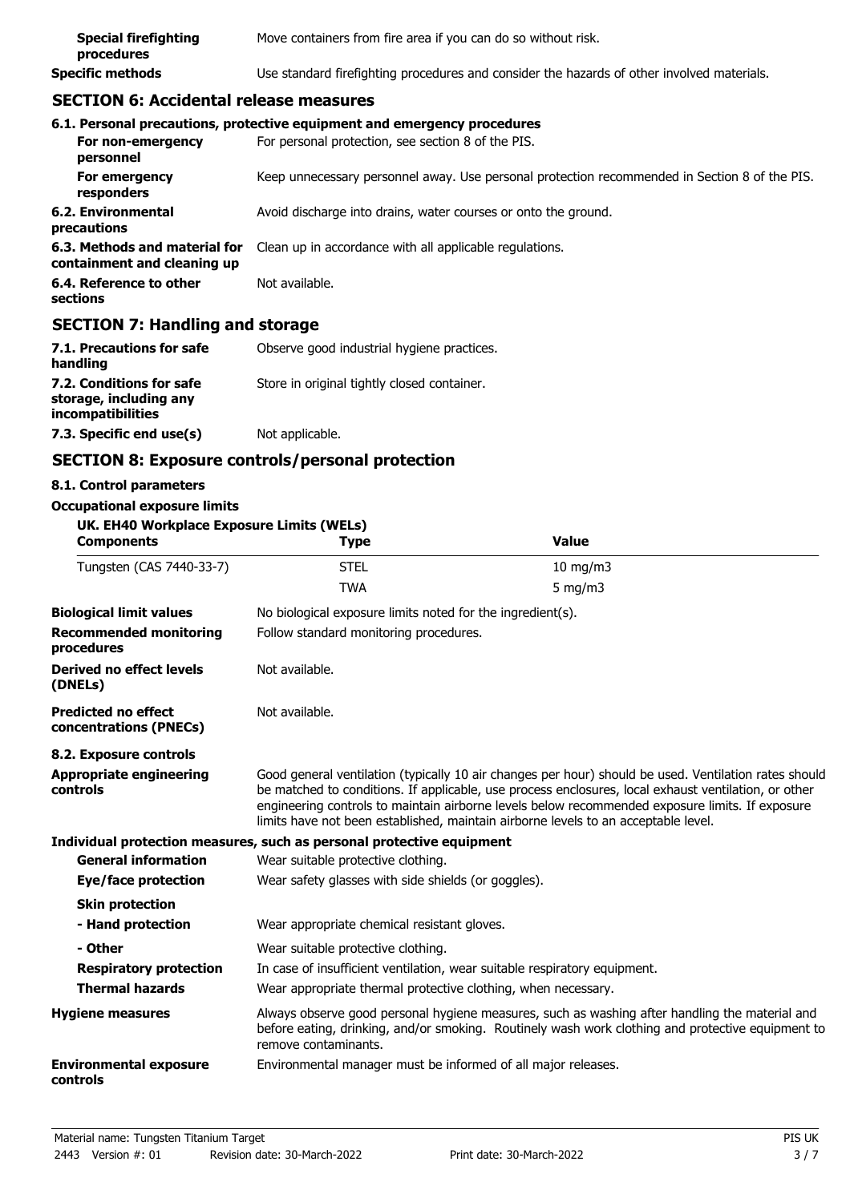| | |
|---|---|
| **Special firefighting procedures** | Move containers from fire area if you can do so without risk. |
| **Specific methods** | Use standard firefighting procedures and consider the hazards of other involved materials. |

## SECTION 6: Accidental release measures

**6.1. Personal precautions, protective equipment and emergency procedures**

| | |
|---|---|
| **For non-emergency personnel** | For personal protection, see section 8 of the PIS. |
| **For emergency responders** | Keep unnecessary personnel away. Use personal protection recommended in Section 8 of the PIS. |
| **6.2. Environmental precautions** | Avoid discharge into drains, water courses or onto the ground. |
| **6.3. Methods and material for containment and cleaning up** | Clean up in accordance with all applicable regulations. |
| **6.4. Reference to other sections** | Not available. |

## SECTION 7: Handling and storage

| | |
|---|---|
| **7.1. Precautions for safe handling** | Observe good industrial hygiene practices. |
| **7.2. Conditions for safe storage, including any incompatibilities** | Store in original tightly closed container. |
| **7.3. Specific end use(s)** | Not applicable. |

## SECTION 8: Exposure controls/personal protection

**8.1. Control parameters**

**Occupational exposure limits**

**UK. EH40 Workplace Exposure Limits (WELs)**

| Components | Type | Value |
|---|---|---|
| Tungsten (CAS 7440-33-7) | STEL | 10 mg/m3 |
| | TWA | 5 mg/m3 |

| | |
|---|---|
| **Biological limit values** | No biological exposure limits noted for the ingredient(s). |
| **Recommended monitoring procedures** | Follow standard monitoring procedures. |
| **Derived no effect levels (DNELs)** | Not available. |
| **Predicted no effect concentrations (PNECs)** | Not available. |

**8.2. Exposure controls**

| | |
|---|---|
| **Appropriate engineering controls** | Good general ventilation (typically 10 air changes per hour) should be used. Ventilation rates should be matched to conditions. If applicable, use process enclosures, local exhaust ventilation, or other engineering controls to maintain airborne levels below recommended exposure limits. If exposure limits have not been established, maintain airborne levels to an acceptable level. |

**Individual protection measures, such as personal protective equipment**

| | |
|---|---|
| **General information** | Wear suitable protective clothing. |
| **Eye/face protection** | Wear safety glasses with side shields (or goggles). |
| **Skin protection** | |
| **- Hand protection** | Wear appropriate chemical resistant gloves. |
| **- Other** | Wear suitable protective clothing. |
| **Respiratory protection** | In case of insufficient ventilation, wear suitable respiratory equipment. |
| **Thermal hazards** | Wear appropriate thermal protective clothing, when necessary. |
| **Hygiene measures** | Always observe good personal hygiene measures, such as washing after handling the material and before eating, drinking, and/or smoking. Routinely wash work clothing and protective equipment to remove contaminants. |
| **Environmental exposure controls** | Environmental manager must be informed of all major releases. |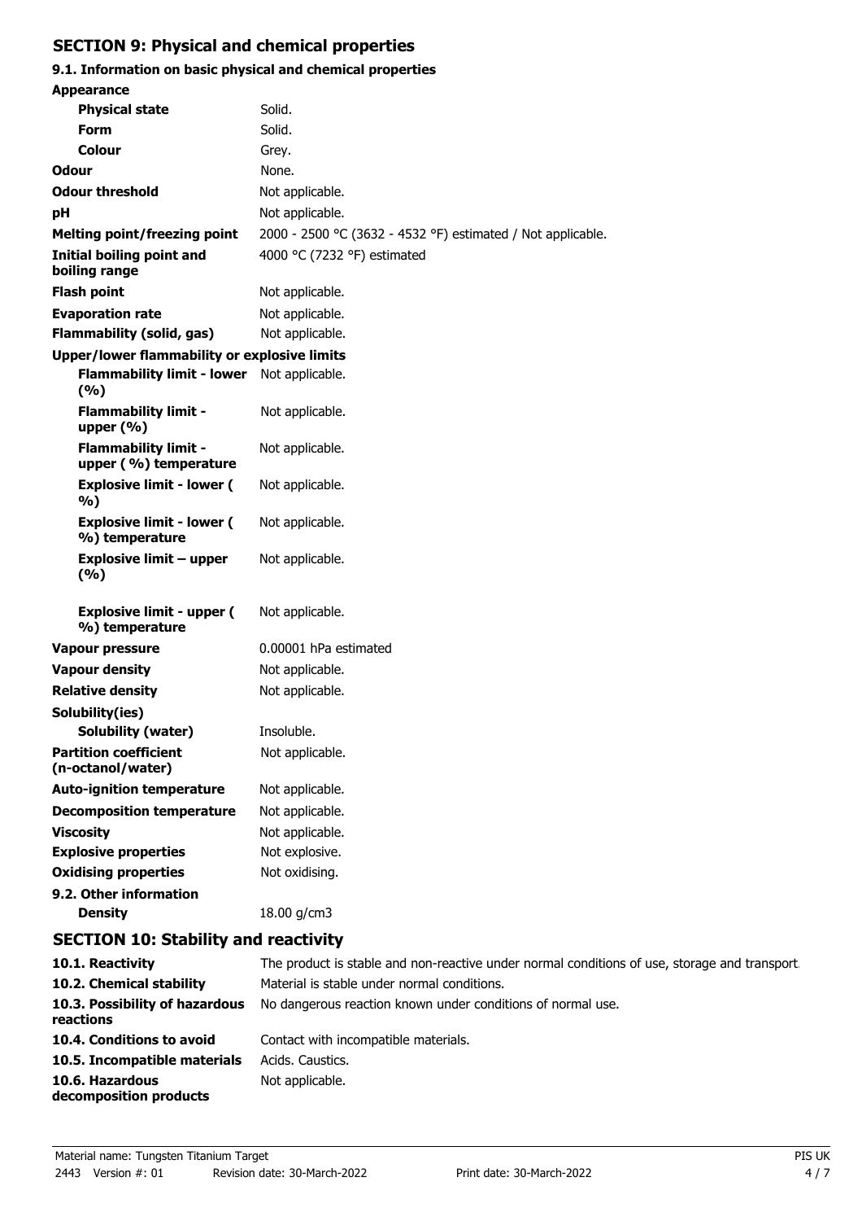## SECTION 9: Physical and chemical properties

### 9.1. Information on basic physical and chemical properties

| Property | Value |
|---|---|
| **Appearance** | |
| **Physical state** | Solid. |
| **Form** | Solid. |
| **Colour** | Grey. |
| **Odour** | None. |
| **Odour threshold** | Not applicable. |
| **pH** | Not applicable. |
| **Melting point/freezing point** | 2000 - 2500 °C (3632 - 4532 °F) estimated / Not applicable. |
| **Initial boiling point and boiling range** | 4000 °C (7232 °F) estimated |
| **Flash point** | Not applicable. |
| **Evaporation rate** | Not applicable. |
| **Flammability (solid, gas)** | Not applicable. |
| **Upper/lower flammability or explosive limits** | |
| **Flammability limit - lower (%)** | Not applicable. |
| **Flammability limit - upper (%)** | Not applicable. |
| **Flammability limit - upper ( %) temperature** | Not applicable. |
| **Explosive limit - lower ( %)** | Not applicable. |
| **Explosive limit - lower ( %) temperature** | Not applicable. |
| **Explosive limit – upper (%)** | Not applicable. |
| **Explosive limit - upper ( %) temperature** | Not applicable. |
| **Vapour pressure** | 0.00001 hPa estimated |
| **Vapour density** | Not applicable. |
| **Relative density** | Not applicable. |
| **Solubility(ies)** | |
| **Solubility (water)** | Insoluble. |
| **Partition coefficient (n-octanol/water)** | Not applicable. |
| **Auto-ignition temperature** | Not applicable. |
| **Decomposition temperature** | Not applicable. |
| **Viscosity** | Not applicable. |
| **Explosive properties** | Not explosive. |
| **Oxidising properties** | Not oxidising. |

### 9.2. Other information

| Property | Value |
|---|---|
| **Density** | 18.00 g/cm3 |

## SECTION 10: Stability and reactivity

| Item | Information |
|---|---|
| **10.1. Reactivity** | The product is stable and non-reactive under normal conditions of use, storage and transport. |
| **10.2. Chemical stability** | Material is stable under normal conditions. |
| **10.3. Possibility of hazardous reactions** | No dangerous reaction known under conditions of normal use. |
| **10.4. Conditions to avoid** | Contact with incompatible materials. |
| **10.5. Incompatible materials** | Acids. Caustics. |
| **10.6. Hazardous decomposition products** | Not applicable. |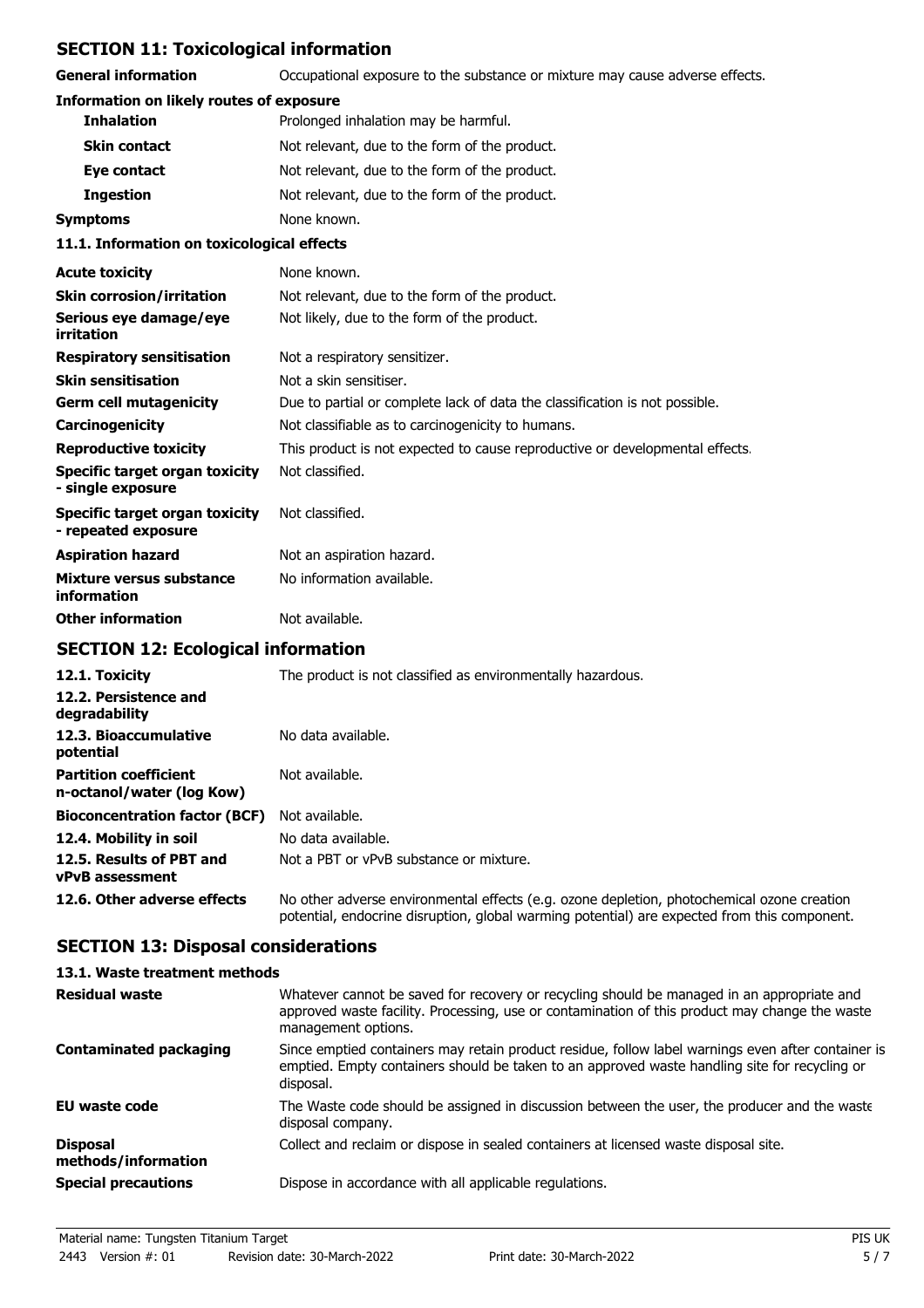## SECTION 11: Toxicological information

| | |
|---|---|
| **General information** | Occupational exposure to the substance or mixture may cause adverse effects. |

**Information on likely routes of exposure**

| | |
|---|---|
| **Inhalation** | Prolonged inhalation may be harmful. |
| **Skin contact** | Not relevant, due to the form of the product. |
| **Eye contact** | Not relevant, due to the form of the product. |
| **Ingestion** | Not relevant, due to the form of the product. |
| **Symptoms** | None known. |

**11.1. Information on toxicological effects**

| | |
|---|---|
| **Acute toxicity** | None known. |
| **Skin corrosion/irritation** | Not relevant, due to the form of the product. |
| **Serious eye damage/eye irritation** | Not likely, due to the form of the product. |
| **Respiratory sensitisation** | Not a respiratory sensitizer. |
| **Skin sensitisation** | Not a skin sensitiser. |
| **Germ cell mutagenicity** | Due to partial or complete lack of data the classification is not possible. |
| **Carcinogenicity** | Not classifiable as to carcinogenicity to humans. |
| **Reproductive toxicity** | This product is not expected to cause reproductive or developmental effects. |
| **Specific target organ toxicity - single exposure** | Not classified. |
| **Specific target organ toxicity - repeated exposure** | Not classified. |
| **Aspiration hazard** | Not an aspiration hazard. |
| **Mixture versus substance information** | No information available. |
| **Other information** | Not available. |

## SECTION 12: Ecological information

| | |
|---|---|
| **12.1. Toxicity** | The product is not classified as environmentally hazardous. |
| **12.2. Persistence and degradability** | |
| **12.3. Bioaccumulative potential** | No data available. |
| **Partition coefficient n-octanol/water (log Kow)** | Not available. |
| **Bioconcentration factor (BCF)** | Not available. |
| **12.4. Mobility in soil** | No data available. |
| **12.5. Results of PBT and vPvB assessment** | Not a PBT or vPvB substance or mixture. |
| **12.6. Other adverse effects** | No other adverse environmental effects (e.g. ozone depletion, photochemical ozone creation potential, endocrine disruption, global warming potential) are expected from this component. |

## SECTION 13: Disposal considerations

**13.1. Waste treatment methods**

| | |
|---|---|
| **Residual waste** | Whatever cannot be saved for recovery or recycling should be managed in an appropriate and approved waste facility. Processing, use or contamination of this product may change the waste management options. |
| **Contaminated packaging** | Since emptied containers may retain product residue, follow label warnings even after container is emptied. Empty containers should be taken to an approved waste handling site for recycling or disposal. |
| **EU waste code** | The Waste code should be assigned in discussion between the user, the producer and the waste disposal company. |
| **Disposal methods/information** | Collect and reclaim or dispose in sealed containers at licensed waste disposal site. |
| **Special precautions** | Dispose in accordance with all applicable regulations. |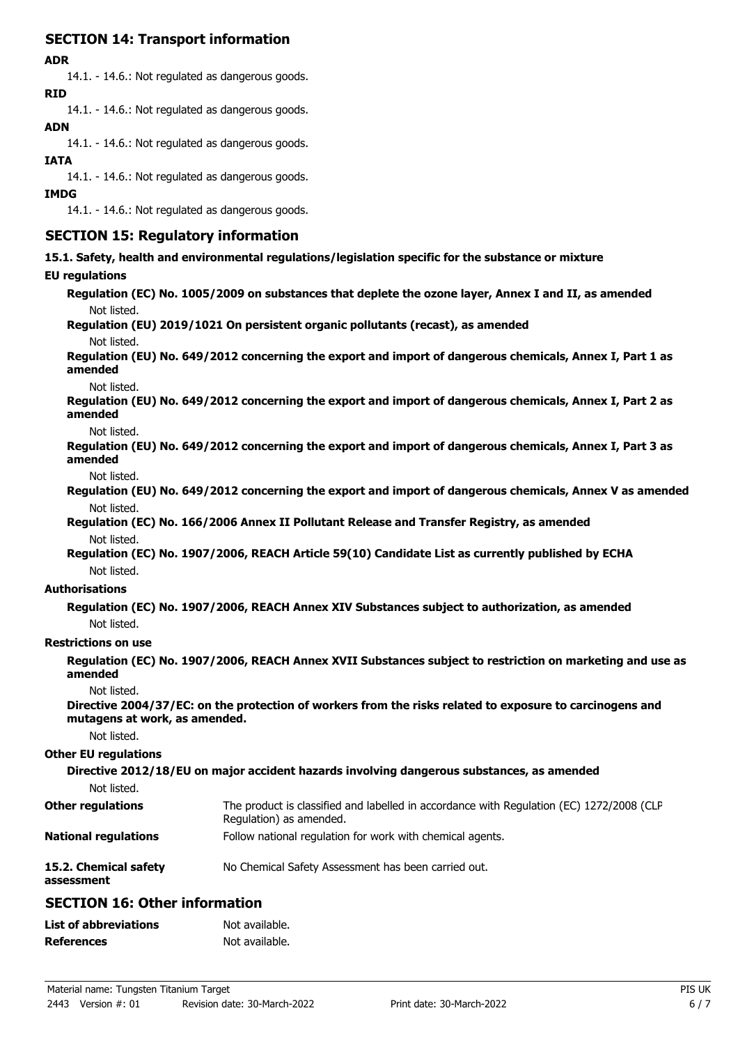## SECTION 14: Transport information

**ADR**

14.1. - 14.6.: Not regulated as dangerous goods.

**RID**

14.1. - 14.6.: Not regulated as dangerous goods.

**ADN**

14.1. - 14.6.: Not regulated as dangerous goods.

**IATA**

14.1. - 14.6.: Not regulated as dangerous goods.

**IMDG**

14.1. - 14.6.: Not regulated as dangerous goods.

## SECTION 15: Regulatory information

**15.1. Safety, health and environmental regulations/legislation specific for the substance or mixture**

**EU regulations**

**Regulation (EC) No. 1005/2009 on substances that deplete the ozone layer, Annex I and II, as amended**

Not listed.

**Regulation (EU) 2019/1021 On persistent organic pollutants (recast), as amended**

Not listed.

**Regulation (EU) No. 649/2012 concerning the export and import of dangerous chemicals, Annex I, Part 1 as amended**

Not listed.

**Regulation (EU) No. 649/2012 concerning the export and import of dangerous chemicals, Annex I, Part 2 as amended**

Not listed.

**Regulation (EU) No. 649/2012 concerning the export and import of dangerous chemicals, Annex I, Part 3 as amended**

Not listed.

**Regulation (EU) No. 649/2012 concerning the export and import of dangerous chemicals, Annex V as amended**

Not listed.

**Regulation (EC) No. 166/2006 Annex II Pollutant Release and Transfer Registry, as amended**

Not listed.

**Regulation (EC) No. 1907/2006, REACH Article 59(10) Candidate List as currently published by ECHA**

Not listed.

**Authorisations**

**Regulation (EC) No. 1907/2006, REACH Annex XIV Substances subject to authorization, as amended**

Not listed.

**Restrictions on use**

**Regulation (EC) No. 1907/2006, REACH Annex XVII Substances subject to restriction on marketing and use as amended**

Not listed.

**Directive 2004/37/EC: on the protection of workers from the risks related to exposure to carcinogens and mutagens at work, as amended.**

Not listed.

**Other EU regulations**

**Directive 2012/18/EU on major accident hazards involving dangerous substances, as amended**

Not listed.

**Other regulations** The product is classified and labelled in accordance with Regulation (EC) 1272/2008 (CLP Regulation) as amended.

**National regulations** Follow national regulation for work with chemical agents.

**15.2. Chemical safety assessment** No Chemical Safety Assessment has been carried out.

## SECTION 16: Other information

**List of abbreviations** Not available.

**References** Not available.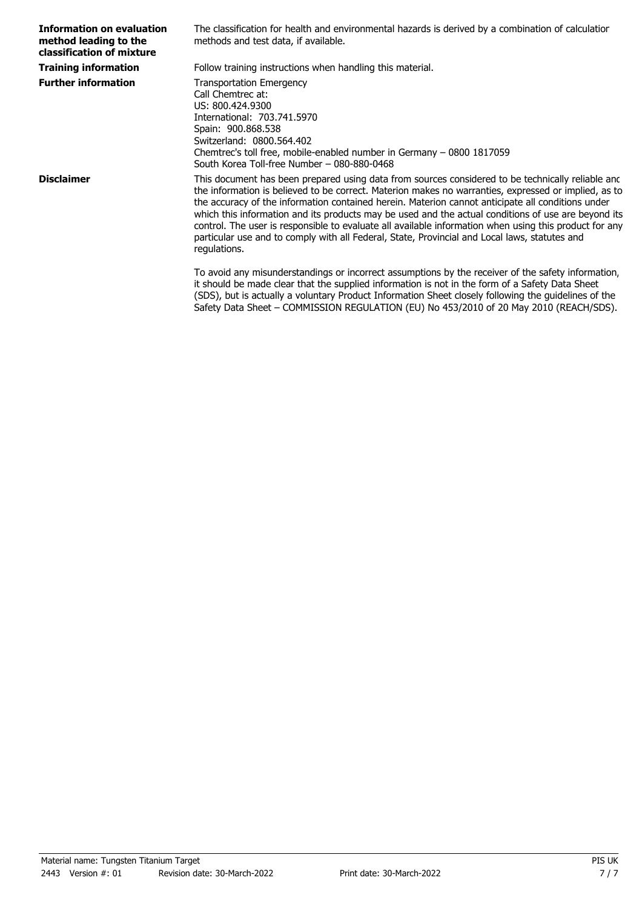**Information on evaluation method leading to the classification of mixture**

The classification for health and environmental hazards is derived by a combination of calculation methods and test data, if available.

**Training information**

Follow training instructions when handling this material.

**Further information**

Transportation Emergency
Call Chemtrec at:
US: 800.424.9300
International: 703.741.5970
Spain: 900.868.538
Switzerland: 0800.564.402
Chemtrec's toll free, mobile-enabled number in Germany – 0800 1817059
South Korea Toll-free Number – 080-880-0468

**Disclaimer**

This document has been prepared using data from sources considered to be technically reliable and the information is believed to be correct. Materion makes no warranties, expressed or implied, as to the accuracy of the information contained herein. Materion cannot anticipate all conditions under which this information and its products may be used and the actual conditions of use are beyond its control. The user is responsible to evaluate all available information when using this product for any particular use and to comply with all Federal, State, Provincial and Local laws, statutes and regulations.

To avoid any misunderstandings or incorrect assumptions by the receiver of the safety information, it should be made clear that the supplied information is not in the form of a Safety Data Sheet (SDS), but is actually a voluntary Product Information Sheet closely following the guidelines of the Safety Data Sheet – COMMISSION REGULATION (EU) No 453/2010 of 20 May 2010 (REACH/SDS).